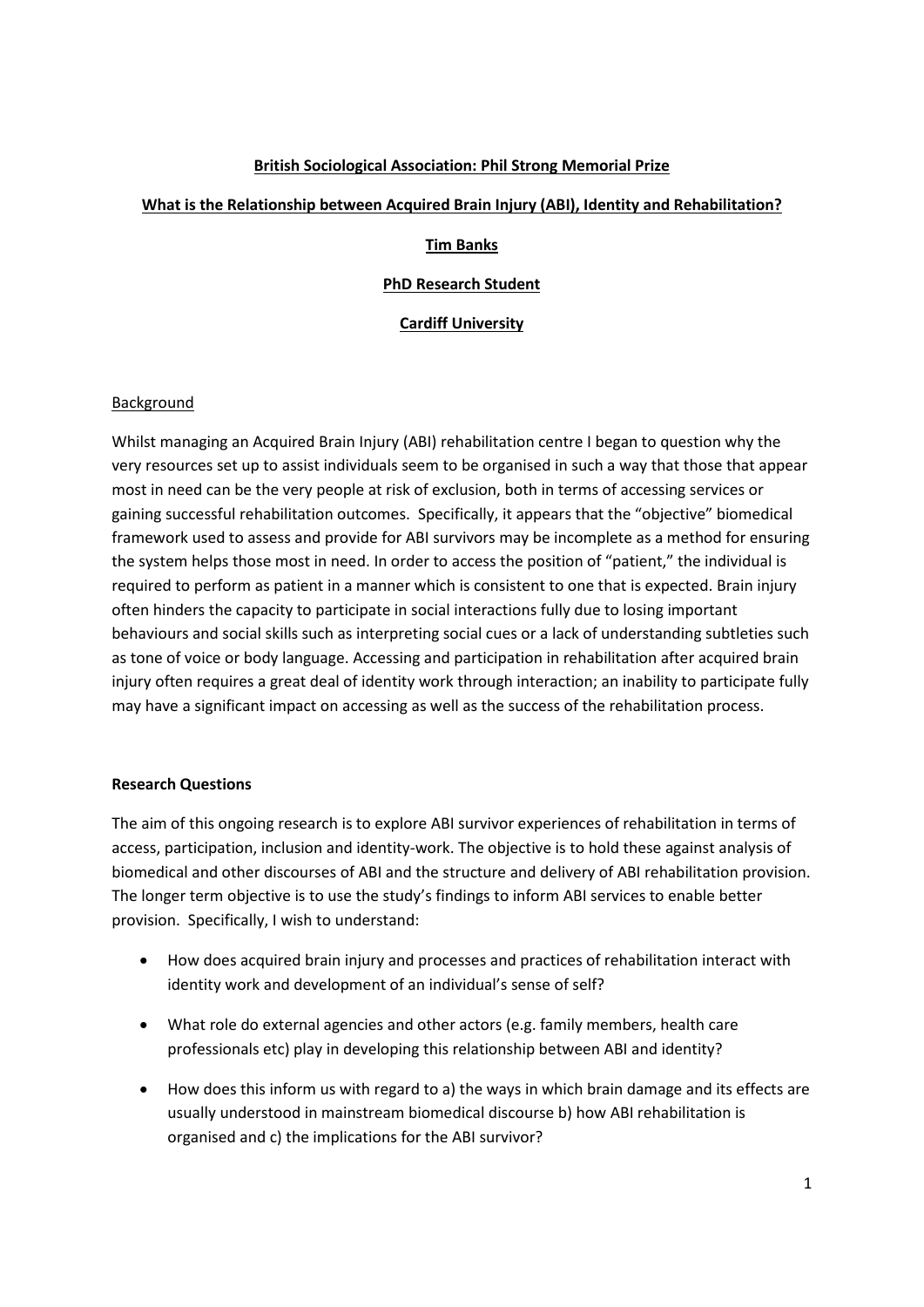**British Sociological Association: Phil Strong Memorial Prize**

**What is the Relationship between Acquired Brain Injury (ABI), Identity and Rehabilitation?**

**Tim Banks**

**PhD Research Student**

**Cardiff University**

## Background

Whilst managing an Acquired Brain Injury (ABI) rehabilitation centre I began to question why the very resources set up to assist individuals seem to be organised in such a way that those that appear most in need can be the very people at risk of exclusion, both in terms of accessing services or gaining successful rehabilitation outcomes. Specifically, it appears that the "objective" biomedical framework used to assess and provide for ABI survivors may be incomplete as a method for ensuring the system helps those most in need. In order to access the position of "patient," the individual is required to perform as patient in a manner which is consistent to one that is expected. Brain injury often hinders the capacity to participate in social interactions fully due to losing important behaviours and social skills such as interpreting social cues or a lack of understanding subtleties such as tone of voice or body language. Accessing and participation in rehabilitation after acquired brain injury often requires a great deal of identity work through interaction; an inability to participate fully may have a significant impact on accessing as well as the success of the rehabilitation process.

## Research Questions

The aim of this ongoing research is to explore ABI survivor experiences of rehabilitation in terms of access, participation, inclusion and identity-work. The objective is to hold these against analysis of biomedical and other discourses of ABI and the structure and delivery of ABI rehabilitation provision. The longer term objective is to use the study's findings to inform ABI services to enable better provision. Specifically, I wish to understand:

- How does acquired brain injury and processes and practices of rehabilitation interact with identity work and development of an individual's sense of self?
- What role do external agencies and other actors (e.g. family members, health care professionals etc) play in developing this relationship between ABI and identity?
- How does this inform us with regard to a) the ways in which brain damage and its effects are usually understood in mainstream biomedical discourse b) how ABI rehabilitation is organised and c) the implications for the ABI survivor?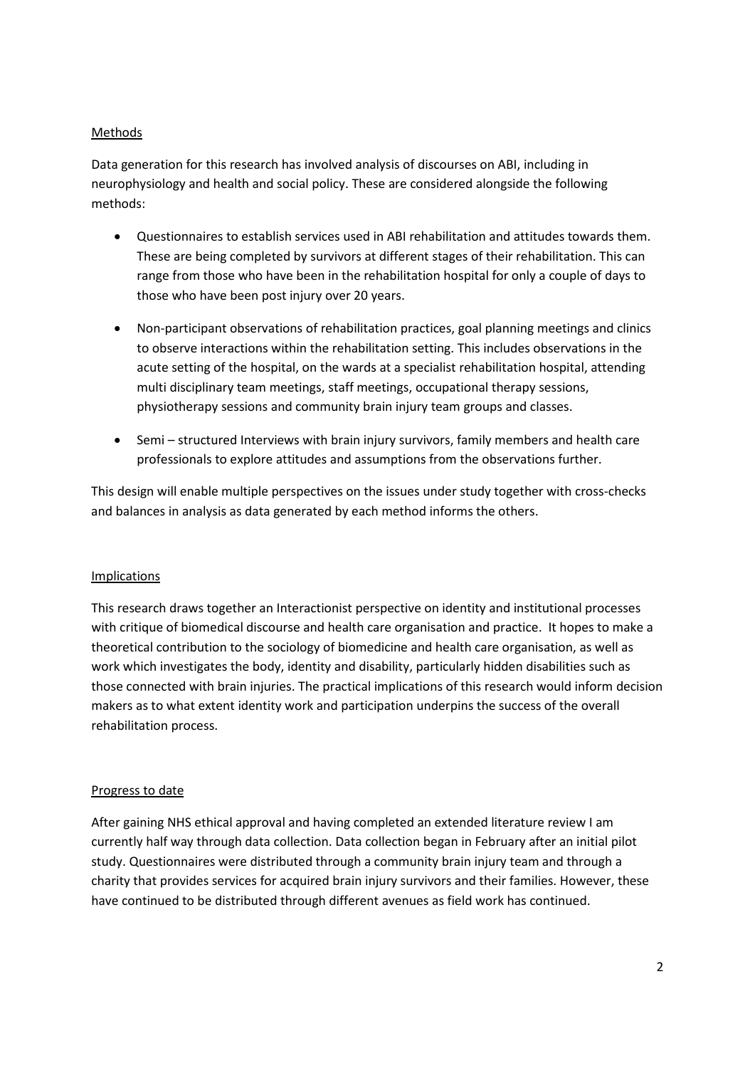## Methods

Data generation for this research has involved analysis of discourses on ABI, including in neurophysiology and health and social policy. These are considered alongside the following methods:

- Questionnaires to establish services used in ABI rehabilitation and attitudes towards them. These are being completed by survivors at different stages of their rehabilitation. This can range from those who have been in the rehabilitation hospital for only a couple of days to those who have been post injury over 20 years.
- Non-participant observations of rehabilitation practices, goal planning meetings and clinics to observe interactions within the rehabilitation setting. This includes observations in the acute setting of the hospital, on the wards at a specialist rehabilitation hospital, attending multi disciplinary team meetings, staff meetings, occupational therapy sessions, physiotherapy sessions and community brain injury team groups and classes.
- Semi – structured Interviews with brain injury survivors, family members and health care professionals to explore attitudes and assumptions from the observations further.

This design will enable multiple perspectives on the issues under study together with cross-checks and balances in analysis as data generated by each method informs the others.

## Implications

This research draws together an Interactionist perspective on identity and institutional processes with critique of biomedical discourse and health care organisation and practice. It hopes to make a theoretical contribution to the sociology of biomedicine and health care organisation, as well as work which investigates the body, identity and disability, particularly hidden disabilities such as those connected with brain injuries. The practical implications of this research would inform decision makers as to what extent identity work and participation underpins the success of the overall rehabilitation process.

## Progress to date

After gaining NHS ethical approval and having completed an extended literature review I am currently half way through data collection. Data collection began in February after an initial pilot study. Questionnaires were distributed through a community brain injury team and through a charity that provides services for acquired brain injury survivors and their families. However, these have continued to be distributed through different avenues as field work has continued.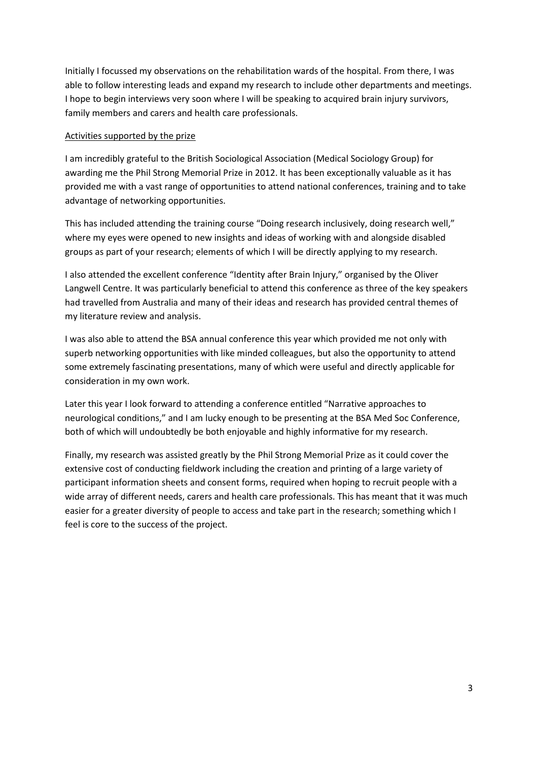Initially I focussed my observations on the rehabilitation wards of the hospital. From there, I was able to follow interesting leads and expand my research to include other departments and meetings. I hope to begin interviews very soon where I will be speaking to acquired brain injury survivors, family members and carers and health care professionals.

<u>Activities supported by the prize</u>

I am incredibly grateful to the British Sociological Association (Medical Sociology Group) for awarding me the Phil Strong Memorial Prize in 2012. It has been exceptionally valuable as it has provided me with a vast range of opportunities to attend national conferences, training and to take advantage of networking opportunities.

This has included attending the training course "Doing research inclusively, doing research well," where my eyes were opened to new insights and ideas of working with and alongside disabled groups as part of your research; elements of which I will be directly applying to my research.

I also attended the excellent conference "Identity after Brain Injury," organised by the Oliver Langwell Centre. It was particularly beneficial to attend this conference as three of the key speakers had travelled from Australia and many of their ideas and research has provided central themes of my literature review and analysis.

I was also able to attend the BSA annual conference this year which provided me not only with superb networking opportunities with like minded colleagues, but also the opportunity to attend some extremely fascinating presentations, many of which were useful and directly applicable for consideration in my own work.

Later this year I look forward to attending a conference entitled "Narrative approaches to neurological conditions," and I am lucky enough to be presenting at the BSA Med Soc Conference, both of which will undoubtedly be both enjoyable and highly informative for my research.

Finally, my research was assisted greatly by the Phil Strong Memorial Prize as it could cover the extensive cost of conducting fieldwork including the creation and printing of a large variety of participant information sheets and consent forms, required when hoping to recruit people with a wide array of different needs, carers and health care professionals. This has meant that it was much easier for a greater diversity of people to access and take part in the research; something which I feel is core to the success of the project.